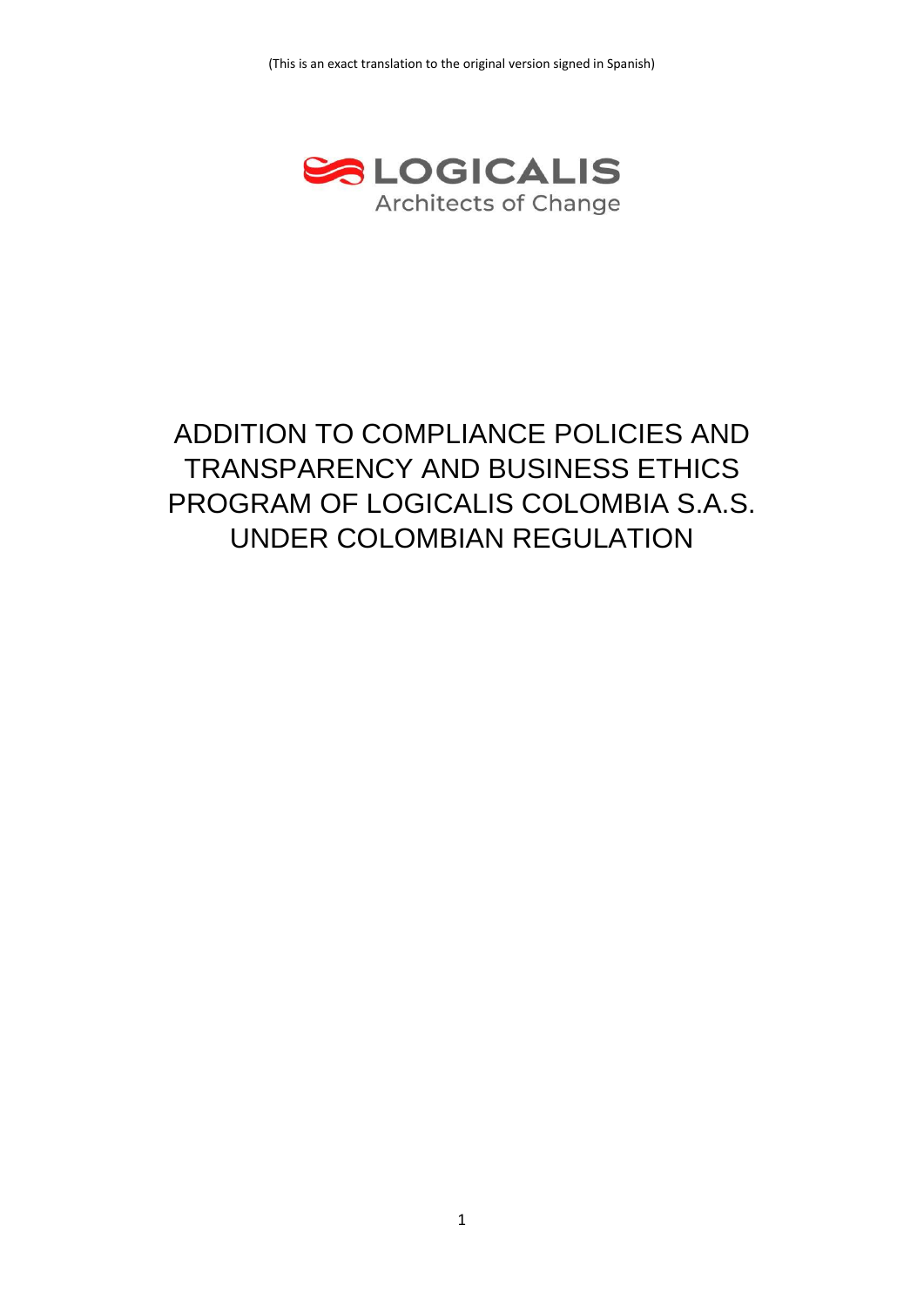(This is an exact translation to the original version signed in Spanish)

LOGICALIS
Architects of Change

# ADDITION TO COMPLIANCE POLICIES AND TRANSPARENCY AND BUSINESS ETHICS PROGRAM OF LOGICALIS COLOMBIA S.A.S. UNDER COLOMBIAN REGULATION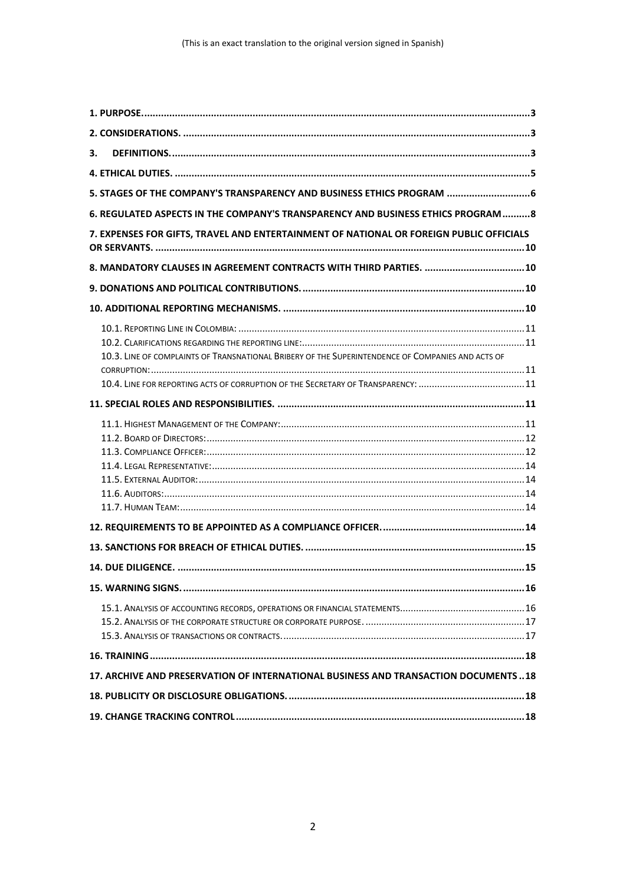(This is an exact translation to the original version signed in Spanish)

**1. PURPOSE** ..... 3

**2. CONSIDERATIONS** ..... 3

**3. DEFINITIONS** ..... 3

**4. ETHICAL DUTIES** ..... 5

**5. STAGES OF THE COMPANY'S TRANSPARENCY AND BUSINESS ETHICS PROGRAM** ..... 6

**6. REGULATED ASPECTS IN THE COMPANY'S TRANSPARENCY AND BUSINESS ETHICS PROGRAM** ..... 8

**7. EXPENSES FOR GIFTS, TRAVEL AND ENTERTAINMENT OF NATIONAL OR FOREIGN PUBLIC OFFICIALS OR SERVANTS** ..... 10

**8. MANDATORY CLAUSES IN AGREEMENT CONTRACTS WITH THIRD PARTIES** ..... 10

**9. DONATIONS AND POLITICAL CONTRIBUTIONS** ..... 10

**10. ADDITIONAL REPORTING MECHANISMS** ..... 10

- 10.1. Reporting Line in Colombia: ..... 11
- 10.2. Clarifications regarding the reporting line: ..... 11
- 10.3. Line of complaints of Transnational Bribery of the Superintendence of Companies and acts of corruption: ..... 11
- 10.4. Line for reporting acts of corruption of the Secretary of Transparency: ..... 11

**11. SPECIAL ROLES AND RESPONSIBILITIES** ..... 11

- 11.1. Highest Management of the Company: ..... 11
- 11.2. Board of Directors: ..... 12
- 11.3. Compliance Officer: ..... 12
- 11.4. Legal Representative: ..... 14
- 11.5. External Auditor: ..... 14
- 11.6. Auditors: ..... 14
- 11.7. Human Team: ..... 14

**12. REQUIREMENTS TO BE APPOINTED AS A COMPLIANCE OFFICER** ..... 14

**13. SANCTIONS FOR BREACH OF ETHICAL DUTIES** ..... 15

**14. DUE DILIGENCE** ..... 15

**15. WARNING SIGNS** ..... 16

- 15.1. Analysis of accounting records, operations or financial statements ..... 16
- 15.2. Analysis of the corporate structure or corporate purpose ..... 17
- 15.3. Analysis of transactions or contracts ..... 17

**16. TRAINING** ..... 18

**17. ARCHIVE AND PRESERVATION OF INTERNATIONAL BUSINESS AND TRANSACTION DOCUMENTS** ..... 18

**18. PUBLICITY OR DISCLOSURE OBLIGATIONS** ..... 18

**19. CHANGE TRACKING CONTROL** ..... 18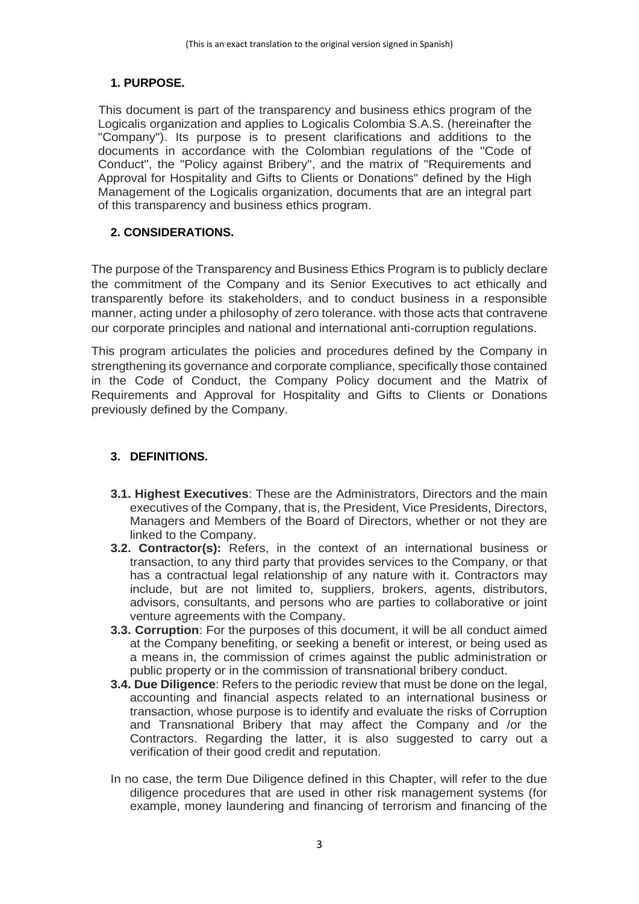(This is an exact translation to the original version signed in Spanish)

## 1. PURPOSE.

This document is part of the transparency and business ethics program of the Logicalis organization and applies to Logicalis Colombia S.A.S. (hereinafter the "Company"). Its purpose is to present clarifications and additions to the documents in accordance with the Colombian regulations of the "Code of Conduct", the "Policy against Bribery", and the matrix of "Requirements and Approval for Hospitality and Gifts to Clients or Donations" defined by the High Management of the Logicalis organization, documents that are an integral part of this transparency and business ethics program.

## 2. CONSIDERATIONS.

The purpose of the Transparency and Business Ethics Program is to publicly declare the commitment of the Company and its Senior Executives to act ethically and transparently before its stakeholders, and to conduct business in a responsible manner, acting under a philosophy of zero tolerance. with those acts that contravene our corporate principles and national and international anti-corruption regulations.

This program articulates the policies and procedures defined by the Company in strengthening its governance and corporate compliance, specifically those contained in the Code of Conduct, the Company Policy document and the Matrix of Requirements and Approval for Hospitality and Gifts to Clients or Donations previously defined by the Company.

## 3. DEFINITIONS.

- **3.1. Highest Executives**: These are the Administrators, Directors and the main executives of the Company, that is, the President, Vice Presidents, Directors, Managers and Members of the Board of Directors, whether or not they are linked to the Company.
- **3.2. Contractor(s):** Refers, in the context of an international business or transaction, to any third party that provides services to the Company, or that has a contractual legal relationship of any nature with it. Contractors may include, but are not limited to, suppliers, brokers, agents, distributors, advisors, consultants, and persons who are parties to collaborative or joint venture agreements with the Company.
- **3.3. Corruption**: For the purposes of this document, it will be all conduct aimed at the Company benefiting, or seeking a benefit or interest, or being used as a means in, the commission of crimes against the public administration or public property or in the commission of transnational bribery conduct.
- **3.4. Due Diligence**: Refers to the periodic review that must be done on the legal, accounting and financial aspects related to an international business or transaction, whose purpose is to identify and evaluate the risks of Corruption and Transnational Bribery that may affect the Company and /or the Contractors. Regarding the latter, it is also suggested to carry out a verification of their good credit and reputation.

In no case, the term Due Diligence defined in this Chapter, will refer to the due diligence procedures that are used in other risk management systems (for example, money laundering and financing of terrorism and financing of the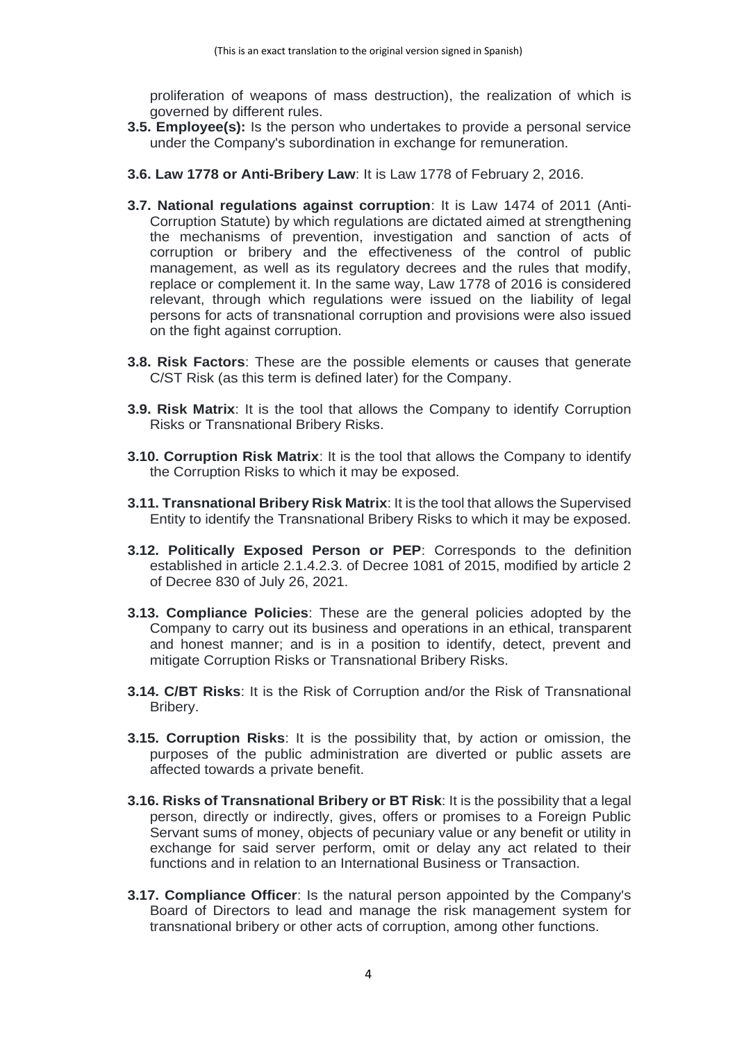proliferation of weapons of mass destruction), the realization of which is governed by different rules.

**3.5. Employee(s):** Is the person who undertakes to provide a personal service under the Company's subordination in exchange for remuneration.

**3.6. Law 1778 or Anti-Bribery Law**: It is Law 1778 of February 2, 2016.

**3.7. National regulations against corruption**: It is Law 1474 of 2011 (Anti-Corruption Statute) by which regulations are dictated aimed at strengthening the mechanisms of prevention, investigation and sanction of acts of corruption or bribery and the effectiveness of the control of public management, as well as its regulatory decrees and the rules that modify, replace or complement it. In the same way, Law 1778 of 2016 is considered relevant, through which regulations were issued on the liability of legal persons for acts of transnational corruption and provisions were also issued on the fight against corruption.

**3.8. Risk Factors**: These are the possible elements or causes that generate C/ST Risk (as this term is defined later) for the Company.

**3.9. Risk Matrix**: It is the tool that allows the Company to identify Corruption Risks or Transnational Bribery Risks.

**3.10. Corruption Risk Matrix**: It is the tool that allows the Company to identify the Corruption Risks to which it may be exposed.

**3.11. Transnational Bribery Risk Matrix**: It is the tool that allows the Supervised Entity to identify the Transnational Bribery Risks to which it may be exposed.

**3.12. Politically Exposed Person or PEP**: Corresponds to the definition established in article 2.1.4.2.3. of Decree 1081 of 2015, modified by article 2 of Decree 830 of July 26, 2021.

**3.13. Compliance Policies**: These are the general policies adopted by the Company to carry out its business and operations in an ethical, transparent and honest manner; and is in a position to identify, detect, prevent and mitigate Corruption Risks or Transnational Bribery Risks.

**3.14. C/BT Risks**: It is the Risk of Corruption and/or the Risk of Transnational Bribery.

**3.15. Corruption Risks**: It is the possibility that, by action or omission, the purposes of the public administration are diverted or public assets are affected towards a private benefit.

**3.16. Risks of Transnational Bribery or BT Risk**: It is the possibility that a legal person, directly or indirectly, gives, offers or promises to a Foreign Public Servant sums of money, objects of pecuniary value or any benefit or utility in exchange for said server perform, omit or delay any act related to their functions and in relation to an International Business or Transaction.

**3.17. Compliance Officer**: Is the natural person appointed by the Company's Board of Directors to lead and manage the risk management system for transnational bribery or other acts of corruption, among other functions.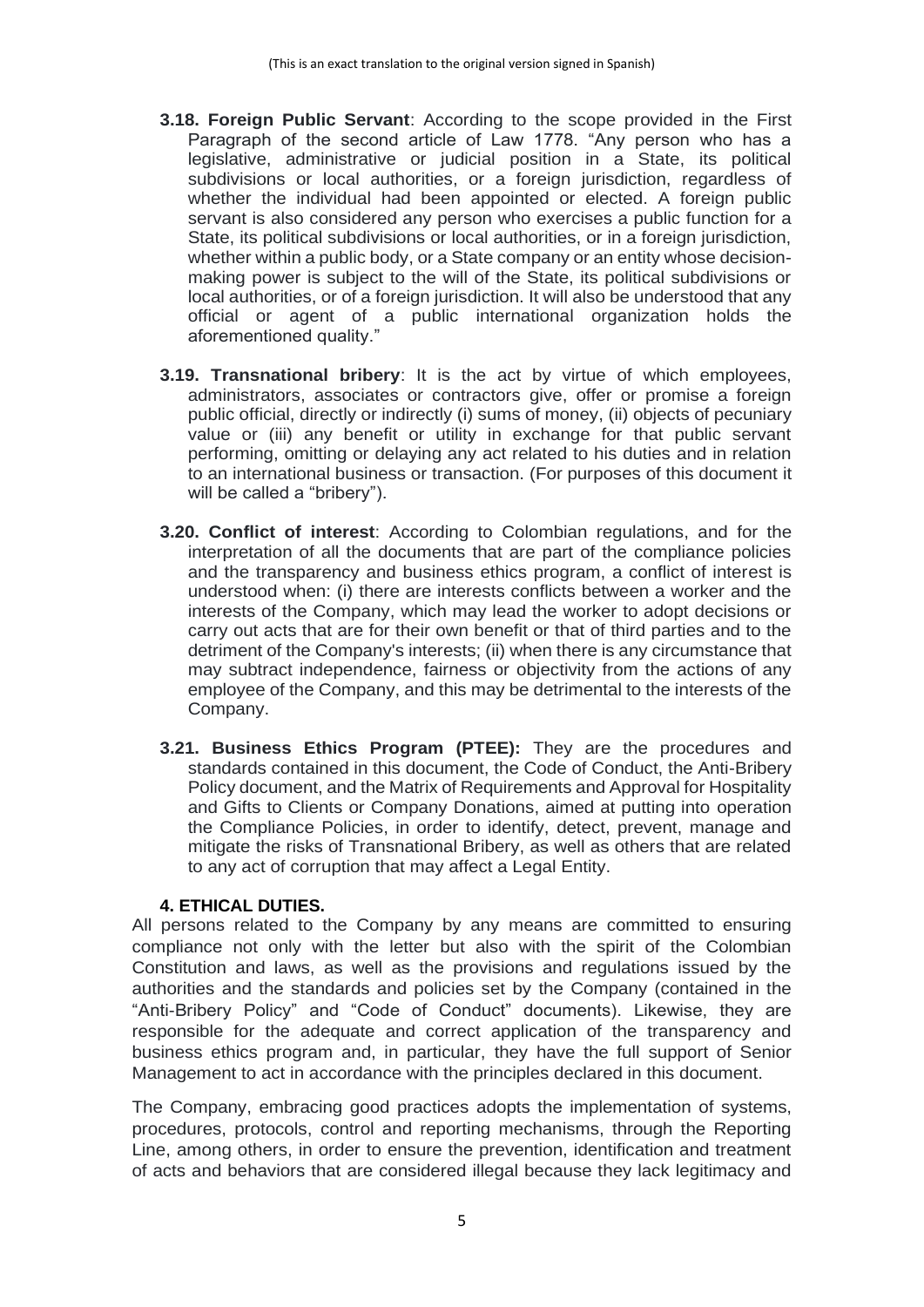(This is an exact translation to the original version signed in Spanish)

- **3.18. Foreign Public Servant**: According to the scope provided in the First Paragraph of the second article of Law 1778. "Any person who has a legislative, administrative or judicial position in a State, its political subdivisions or local authorities, or a foreign jurisdiction, regardless of whether the individual had been appointed or elected. A foreign public servant is also considered any person who exercises a public function for a State, its political subdivisions or local authorities, or in a foreign jurisdiction, whether within a public body, or a State company or an entity whose decision-making power is subject to the will of the State, its political subdivisions or local authorities, or of a foreign jurisdiction. It will also be understood that any official or agent of a public international organization holds the aforementioned quality."

- **3.19. Transnational bribery**: It is the act by virtue of which employees, administrators, associates or contractors give, offer or promise a foreign public official, directly or indirectly (i) sums of money, (ii) objects of pecuniary value or (iii) any benefit or utility in exchange for that public servant performing, omitting or delaying any act related to his duties and in relation to an international business or transaction. (For purposes of this document it will be called a "bribery").

- **3.20. Conflict of interest**: According to Colombian regulations, and for the interpretation of all the documents that are part of the compliance policies and the transparency and business ethics program, a conflict of interest is understood when: (i) there are interests conflicts between a worker and the interests of the Company, which may lead the worker to adopt decisions or carry out acts that are for their own benefit or that of third parties and to the detriment of the Company's interests; (ii) when there is any circumstance that may subtract independence, fairness or objectivity from the actions of any employee of the Company, and this may be detrimental to the interests of the Company.

- **3.21. Business Ethics Program (PTEE):** They are the procedures and standards contained in this document, the Code of Conduct, the Anti-Bribery Policy document, and the Matrix of Requirements and Approval for Hospitality and Gifts to Clients or Company Donations, aimed at putting into operation the Compliance Policies, in order to identify, detect, prevent, manage and mitigate the risks of Transnational Bribery, as well as others that are related to any act of corruption that may affect a Legal Entity.

## 4. ETHICAL DUTIES.

All persons related to the Company by any means are committed to ensuring compliance not only with the letter but also with the spirit of the Colombian Constitution and laws, as well as the provisions and regulations issued by the authorities and the standards and policies set by the Company (contained in the "Anti-Bribery Policy" and "Code of Conduct" documents). Likewise, they are responsible for the adequate and correct application of the transparency and business ethics program and, in particular, they have the full support of Senior Management to act in accordance with the principles declared in this document.

The Company, embracing good practices adopts the implementation of systems, procedures, protocols, control and reporting mechanisms, through the Reporting Line, among others, in order to ensure the prevention, identification and treatment of acts and behaviors that are considered illegal because they lack legitimacy and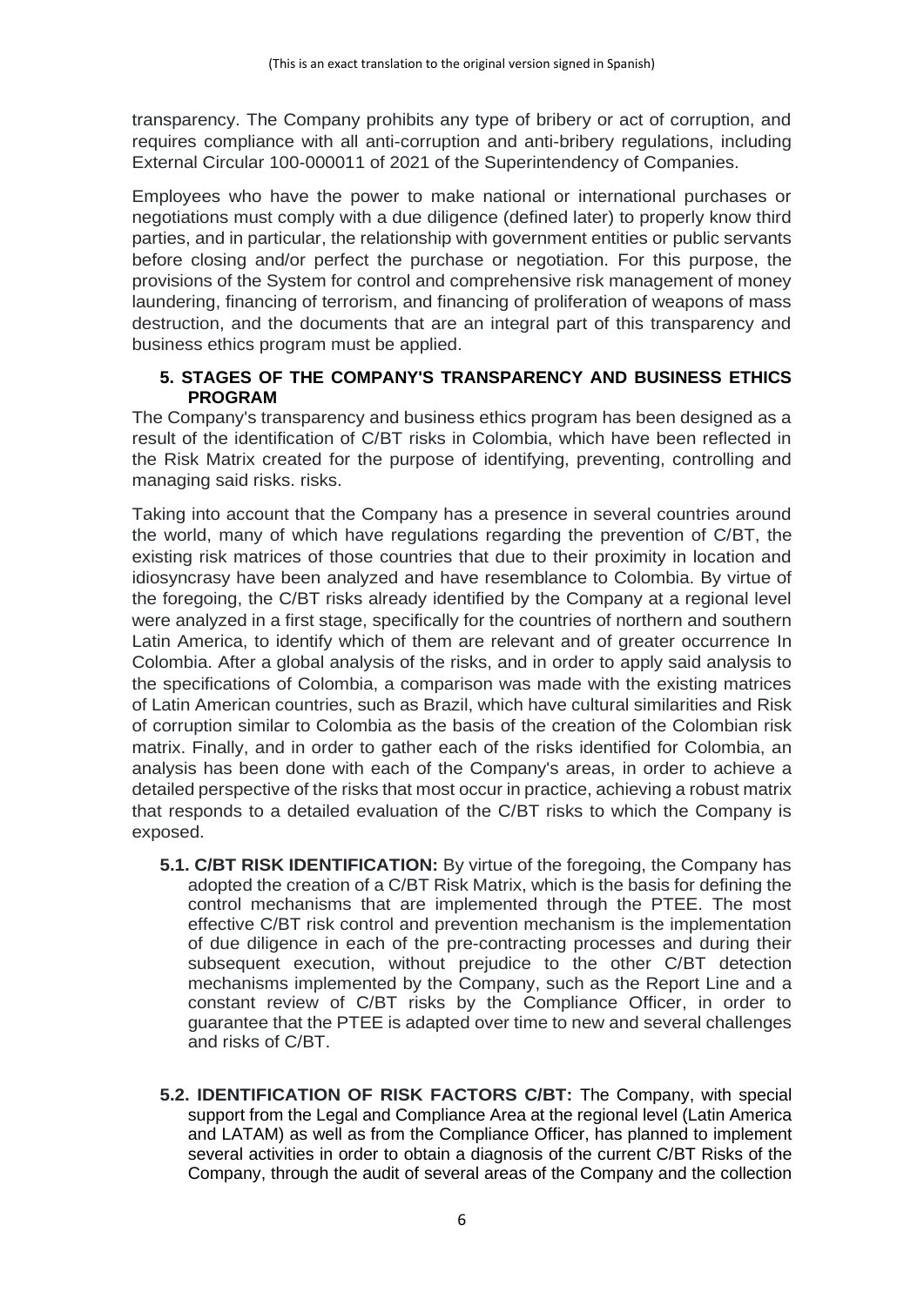transparency. The Company prohibits any type of bribery or act of corruption, and requires compliance with all anti-corruption and anti-bribery regulations, including External Circular 100-000011 of 2021 of the Superintendency of Companies.

Employees who have the power to make national or international purchases or negotiations must comply with a due diligence (defined later) to properly know third parties, and in particular, the relationship with government entities or public servants before closing and/or perfect the purchase or negotiation. For this purpose, the provisions of the System for control and comprehensive risk management of money laundering, financing of terrorism, and financing of proliferation of weapons of mass destruction, and the documents that are an integral part of this transparency and business ethics program must be applied.

## 5. STAGES OF THE COMPANY'S TRANSPARENCY AND BUSINESS ETHICS PROGRAM

The Company's transparency and business ethics program has been designed as a result of the identification of C/BT risks in Colombia, which have been reflected in the Risk Matrix created for the purpose of identifying, preventing, controlling and managing said risks. risks.

Taking into account that the Company has a presence in several countries around the world, many of which have regulations regarding the prevention of C/BT, the existing risk matrices of those countries that due to their proximity in location and idiosyncrasy have been analyzed and have resemblance to Colombia. By virtue of the foregoing, the C/BT risks already identified by the Company at a regional level were analyzed in a first stage, specifically for the countries of northern and southern Latin America, to identify which of them are relevant and of greater occurrence In Colombia. After a global analysis of the risks, and in order to apply said analysis to the specifications of Colombia, a comparison was made with the existing matrices of Latin American countries, such as Brazil, which have cultural similarities and Risk of corruption similar to Colombia as the basis of the creation of the Colombian risk matrix. Finally, and in order to gather each of the risks identified for Colombia, an analysis has been done with each of the Company's areas, in order to achieve a detailed perspective of the risks that most occur in practice, achieving a robust matrix that responds to a detailed evaluation of the C/BT risks to which the Company is exposed.

**5.1. C/BT RISK IDENTIFICATION:** By virtue of the foregoing, the Company has adopted the creation of a C/BT Risk Matrix, which is the basis for defining the control mechanisms that are implemented through the PTEE. The most effective C/BT risk control and prevention mechanism is the implementation of due diligence in each of the pre-contracting processes and during their subsequent execution, without prejudice to the other C/BT detection mechanisms implemented by the Company, such as the Report Line and a constant review of C/BT risks by the Compliance Officer, in order to guarantee that the PTEE is adapted over time to new and several challenges and risks of C/BT.

**5.2. IDENTIFICATION OF RISK FACTORS C/BT:** The Company, with special support from the Legal and Compliance Area at the regional level (Latin America and LATAM) as well as from the Compliance Officer, has planned to implement several activities in order to obtain a diagnosis of the current C/BT Risks of the Company, through the audit of several areas of the Company and the collection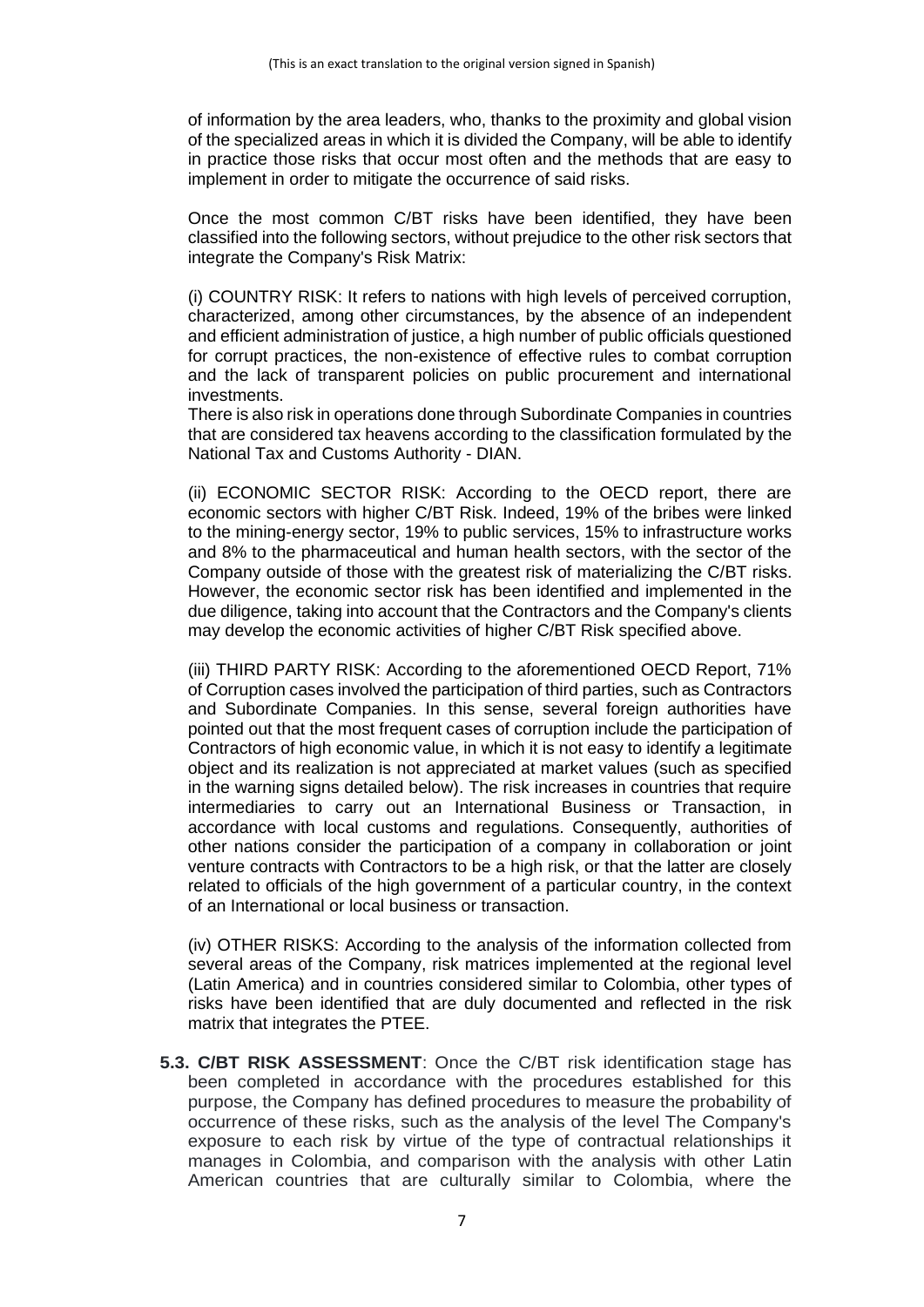of information by the area leaders, who, thanks to the proximity and global vision of the specialized areas in which it is divided the Company, will be able to identify in practice those risks that occur most often and the methods that are easy to implement in order to mitigate the occurrence of said risks.

Once the most common C/BT risks have been identified, they have been classified into the following sectors, without prejudice to the other risk sectors that integrate the Company's Risk Matrix:

(i) COUNTRY RISK: It refers to nations with high levels of perceived corruption, characterized, among other circumstances, by the absence of an independent and efficient administration of justice, a high number of public officials questioned for corrupt practices, the non-existence of effective rules to combat corruption and the lack of transparent policies on public procurement and international investments.
There is also risk in operations done through Subordinate Companies in countries that are considered tax heavens according to the classification formulated by the National Tax and Customs Authority - DIAN.

(ii) ECONOMIC SECTOR RISK: According to the OECD report, there are economic sectors with higher C/BT Risk. Indeed, 19% of the bribes were linked to the mining-energy sector, 19% to public services, 15% to infrastructure works and 8% to the pharmaceutical and human health sectors, with the sector of the Company outside of those with the greatest risk of materializing the C/BT risks. However, the economic sector risk has been identified and implemented in the due diligence, taking into account that the Contractors and the Company's clients may develop the economic activities of higher C/BT Risk specified above.

(iii) THIRD PARTY RISK: According to the aforementioned OECD Report, 71% of Corruption cases involved the participation of third parties, such as Contractors and Subordinate Companies. In this sense, several foreign authorities have pointed out that the most frequent cases of corruption include the participation of Contractors of high economic value, in which it is not easy to identify a legitimate object and its realization is not appreciated at market values (such as specified in the warning signs detailed below). The risk increases in countries that require intermediaries to carry out an International Business or Transaction, in accordance with local customs and regulations. Consequently, authorities of other nations consider the participation of a company in collaboration or joint venture contracts with Contractors to be a high risk, or that the latter are closely related to officials of the high government of a particular country, in the context of an International or local business or transaction.

(iv) OTHER RISKS: According to the analysis of the information collected from several areas of the Company, risk matrices implemented at the regional level (Latin America) and in countries considered similar to Colombia, other types of risks have been identified that are duly documented and reflected in the risk matrix that integrates the PTEE.

**5.3. C/BT RISK ASSESSMENT**: Once the C/BT risk identification stage has been completed in accordance with the procedures established for this purpose, the Company has defined procedures to measure the probability of occurrence of these risks, such as the analysis of the level The Company's exposure to each risk by virtue of the type of contractual relationships it manages in Colombia, and comparison with the analysis with other Latin American countries that are culturally similar to Colombia, where the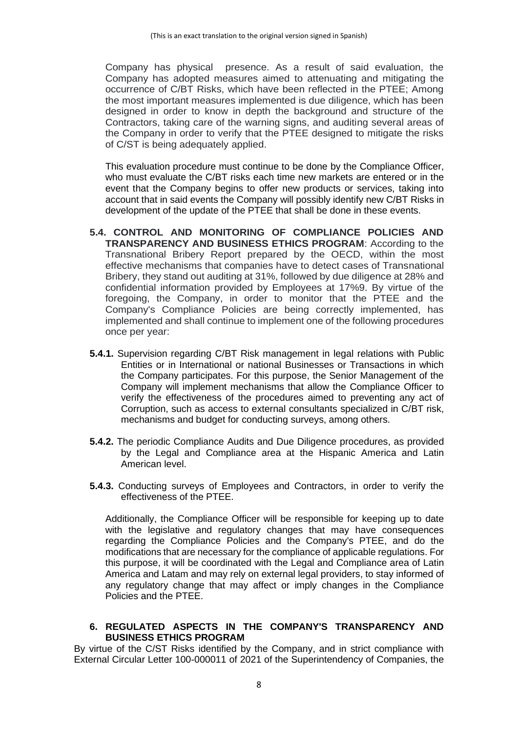Company has physical presence. As a result of said evaluation, the Company has adopted measures aimed to attenuating and mitigating the occurrence of C/BT Risks, which have been reflected in the PTEE; Among the most important measures implemented is due diligence, which has been designed in order to know in depth the background and structure of the Contractors, taking care of the warning signs, and auditing several areas of the Company in order to verify that the PTEE designed to mitigate the risks of C/ST is being adequately applied.

This evaluation procedure must continue to be done by the Compliance Officer, who must evaluate the C/BT risks each time new markets are entered or in the event that the Company begins to offer new products or services, taking into account that in said events the Company will possibly identify new C/BT Risks in development of the update of the PTEE that shall be done in these events.

**5.4. CONTROL AND MONITORING OF COMPLIANCE POLICIES AND TRANSPARENCY AND BUSINESS ETHICS PROGRAM**: According to the Transnational Bribery Report prepared by the OECD, within the most effective mechanisms that companies have to detect cases of Transnational Bribery, they stand out auditing at 31%, followed by due diligence at 28% and confidential information provided by Employees at 17%[9]. By virtue of the foregoing, the Company, in order to monitor that the PTEE and the Company's Compliance Policies are being correctly implemented, has implemented and shall continue to implement one of the following procedures once per year:

**5.4.1.** Supervision regarding C/BT Risk management in legal relations with Public Entities or in International or national Businesses or Transactions in which the Company participates. For this purpose, the Senior Management Officer of the Company will implement mechanisms that allow the Compliance Officer to verify the effectiveness of the procedures aimed to preventing any act of Corruption, such as access to external consultants specialized in C/BT risk, mechanisms and budget for conducting surveys, among others.

**5.4.2.** The periodic Compliance Audits and Due Diligence procedures, as provided by the Legal and Compliance area at the Hispanic America and Latin American level.

**5.4.3.** Conducting surveys of Employees and Contractors, in order to verify the effectiveness of the PTEE.

Additionally, the Compliance Officer will be responsible for keeping up to date with the legislative and regulatory changes that may have consequences regarding the Compliance Policies and the Company's PTEE, and do the modifications that are necessary for the compliance of applicable regulations. For this purpose, it will be coordinated with the Legal and Compliance area of Latin America and Latam and may rely on external legal providers, to stay informed of any regulatory change that may affect or imply changes in the Compliance Policies and the PTEE.

## 6. REGULATED ASPECTS IN THE COMPANY'S TRANSPARENCY AND BUSINESS ETHICS PROGRAM

By virtue of the C/ST Risks identified by the Company, and in strict compliance with External Circular Letter 100-000011 of 2021 of the Superintendency of Companies, the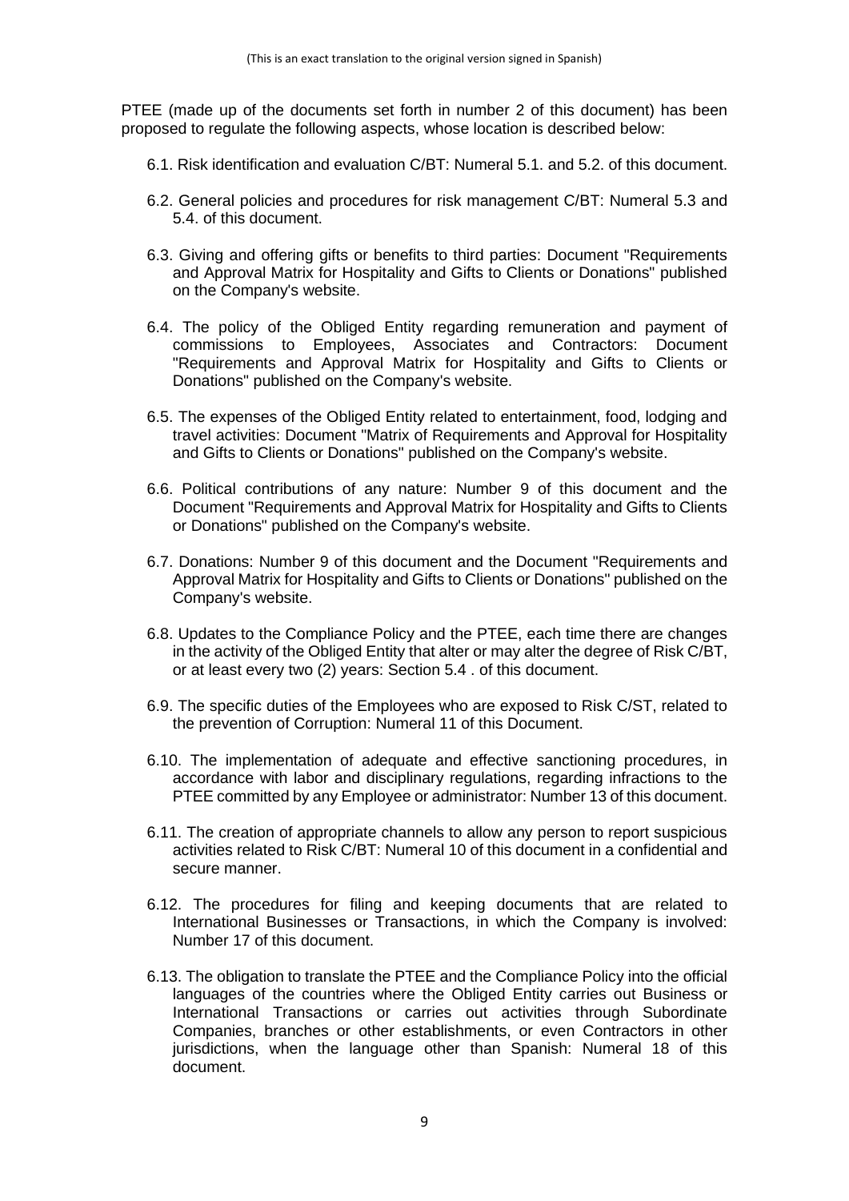PTEE (made up of the documents set forth in number 2 of this document) has been proposed to regulate the following aspects, whose location is described below:

6.1. Risk identification and evaluation C/BT: Numeral 5.1. and 5.2. of this document.

6.2. General policies and procedures for risk management C/BT: Numeral 5.3 and 5.4. of this document.

6.3. Giving and offering gifts or benefits to third parties: Document "Requirements and Approval Matrix for Hospitality and Gifts to Clients or Donations" published on the Company's website.

6.4. The policy of the Obliged Entity regarding remuneration and payment of commissions to Employees, Associates and Contractors: Document "Requirements and Approval Matrix for Hospitality and Gifts to Clients or Donations" published on the Company's website.

6.5. The expenses of the Obliged Entity related to entertainment, food, lodging and travel activities: Document "Matrix of Requirements and Approval for Hospitality and Gifts to Clients or Donations" published on the Company's website.

6.6. Political contributions of any nature: Number 9 of this document and the Document "Requirements and Approval Matrix for Hospitality and Gifts to Clients or Donations" published on the Company's website.

6.7. Donations: Number 9 of this document and the Document "Requirements and Approval Matrix for Hospitality and Gifts to Clients or Donations" published on the Company's website.

6.8. Updates to the Compliance Policy and the PTEE, each time there are changes in the activity of the Obliged Entity that alter or may alter the degree of Risk C/BT, or at least every two (2) years: Section 5.4 . of this document.

6.9. The specific duties of the Employees who are exposed to Risk C/ST, related to the prevention of Corruption: Numeral 11 of this Document.

6.10. The implementation of adequate and effective sanctioning procedures, in accordance with labor and disciplinary regulations, regarding infractions to the PTEE committed by any Employee or administrator: Number 13 of this document.

6.11. The creation of appropriate channels to allow any person to report suspicious activities related to Risk C/BT: Numeral 10 of this document in a confidential and secure manner.

6.12. The procedures for filing and keeping documents that are related to International Businesses or Transactions, in which the Company is involved: Number 17 of this document.

6.13. The obligation to translate the PTEE and the Compliance Policy into the official languages of the countries where the Obliged Entity carries out Business or International Transactions or carries out activities through Subordinate Companies, branches or other establishments, or even Contractors in other jurisdictions, when the language other than Spanish: Numeral 18 of this document.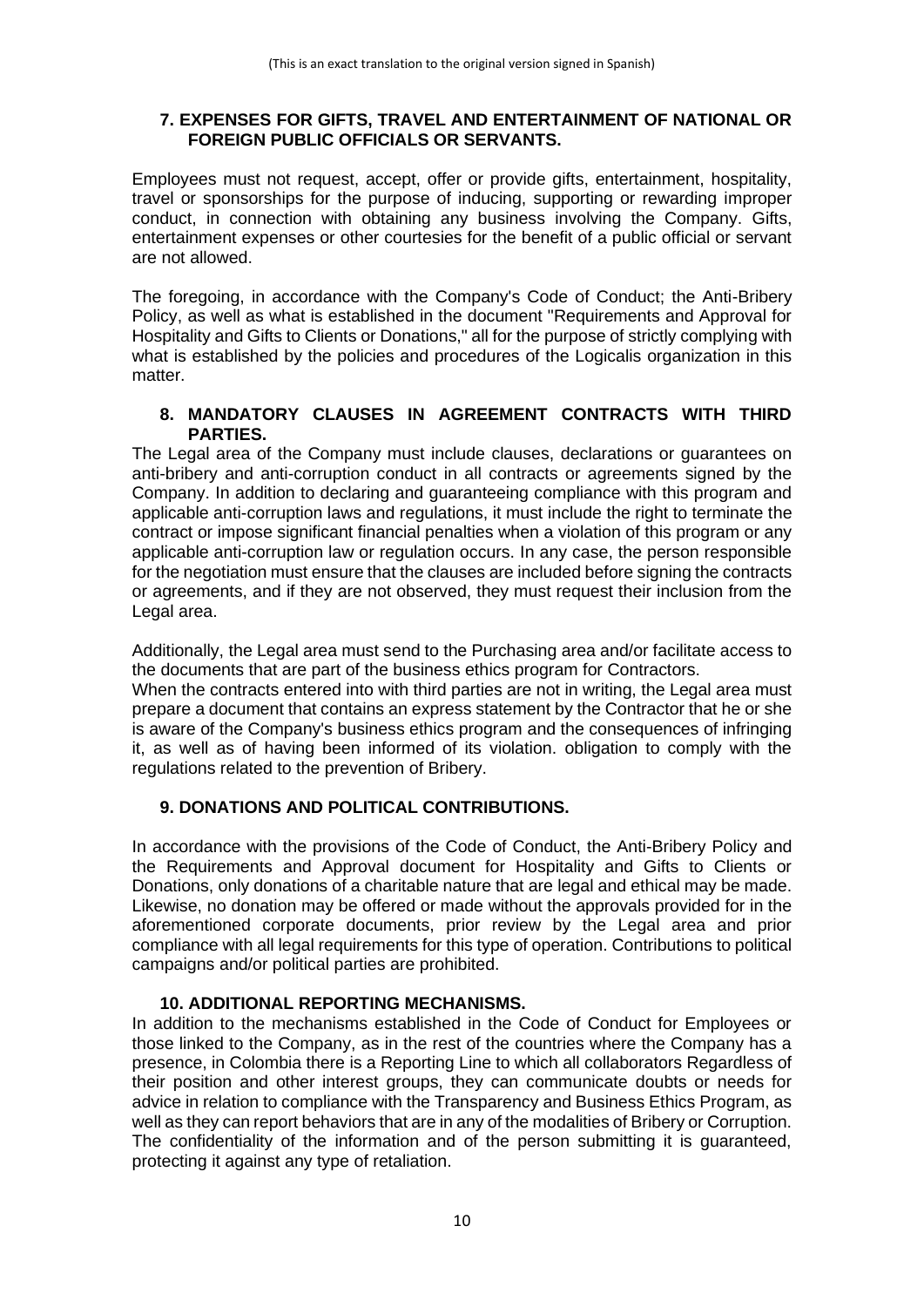## 7. EXPENSES FOR GIFTS, TRAVEL AND ENTERTAINMENT OF NATIONAL OR FOREIGN PUBLIC OFFICIALS OR SERVANTS.

Employees must not request, accept, offer or provide gifts, entertainment, hospitality, travel or sponsorships for the purpose of inducing, supporting or rewarding improper conduct, in connection with obtaining any business involving the Company. Gifts, entertainment expenses or other courtesies for the benefit of a public official or servant are not allowed.

The foregoing, in accordance with the Company's Code of Conduct; the Anti-Bribery Policy, as well as what is established in the document "Requirements and Approval for Hospitality and Gifts to Clients or Donations," all for the purpose of strictly complying with what is established by the policies and procedures of the Logicalis organization in this matter.

## 8. MANDATORY CLAUSES IN AGREEMENT CONTRACTS WITH THIRD PARTIES.

The Legal area of the Company must include clauses, declarations or guarantees on anti-bribery and anti-corruption conduct in all contracts or agreements signed by the Company. In addition to declaring and guaranteeing compliance with this program and applicable anti-corruption laws and regulations, it must include the right to terminate the contract or impose significant financial penalties when a violation of this program or any applicable anti-corruption law or regulation occurs. In any case, the person responsible for the negotiation must ensure that the clauses are included before signing the contracts or agreements, and if they are not observed, they must request their inclusion from the Legal area.

Additionally, the Legal area must send to the Purchasing area and/or facilitate access to the documents that are part of the business ethics program for Contractors.
When the contracts entered into with third parties are not in writing, the Legal area must prepare a document that contains an express statement by the Contractor that he or she is aware of the Company's business ethics program and the consequences of infringing it, as well as of having been informed of its violation. obligation to comply with the regulations related to the prevention of Bribery.

## 9. DONATIONS AND POLITICAL CONTRIBUTIONS.

In accordance with the provisions of the Code of Conduct, the Anti-Bribery Policy and the Requirements and Approval document for Hospitality and Gifts to Clients or Donations, only donations of a charitable nature that are legal and ethical may be made. Likewise, no donation may be offered or made without the approvals provided for in the aforementioned corporate documents, prior review by the Legal area and prior compliance with all legal requirements for this type of operation. Contributions to political campaigns and/or political parties are prohibited.

## 10. ADDITIONAL REPORTING MECHANISMS.

In addition to the mechanisms established in the Code of Conduct for Employees or those linked to the Company, as in the rest of the countries where the Company has a presence, in Colombia there is a Reporting Line to which all collaborators Regardless of their position and other interest groups, they can communicate doubts or needs for advice in relation to compliance with the Transparency and Business Ethics Program, as well as they can report behaviors that are in any of the modalities of Bribery or Corruption. The confidentiality of the information and of the person submitting it is guaranteed, protecting it against any type of retaliation.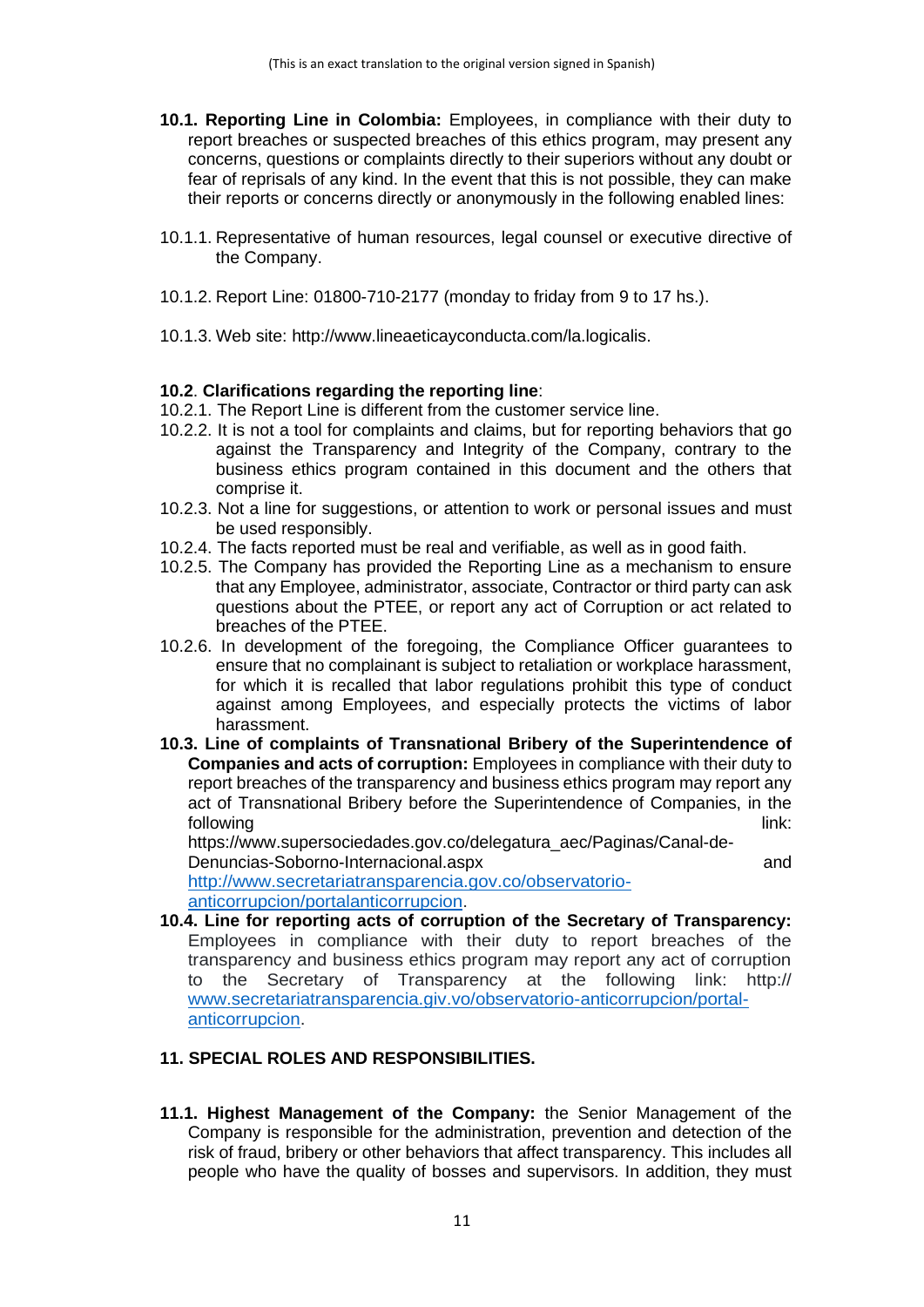(This is an exact translation to the original version signed in Spanish)

**10.1. Reporting Line in Colombia:** Employees, in compliance with their duty to report breaches or suspected breaches of this ethics program, may present any concerns, questions or complaints directly to their superiors without any doubt or fear of reprisals of any kind. In the event that this is not possible, they can make their reports or concerns directly or anonymously in the following enabled lines:

10.1.1. Representative of human resources, legal counsel or executive directive of the Company.

10.1.2. Report Line: 01800-710-2177 (monday to friday from 9 to 17 hs.).

10.1.3. Web site: http://www.lineaeticayconducta.com/la.logicalis.

**10.2**. **Clarifications regarding the reporting line**:

10.2.1. The Report Line is different from the customer service line.

10.2.2. It is not a tool for complaints and claims, but for reporting behaviors that go against the Transparency and Integrity of the Company, contrary to the business ethics program contained in this document and the others that comprise it.

10.2.3. Not a line for suggestions, or attention to work or personal issues and must be used responsibly.

10.2.4. The facts reported must be real and verifiable, as well as in good faith.

10.2.5. The Company has provided the Reporting Line as a mechanism to ensure that any Employee, administrator, associate, Contractor or third party can ask questions about the PTEE, or report any act of Corruption or act related to breaches of the PTEE.

10.2.6. In development of the foregoing, the Compliance Officer guarantees to ensure that no complainant is subject to retaliation or workplace harassment, for which it is recalled that labor regulations prohibit this type of conduct against among Employees, and especially protects the victims of labor harassment.

**10.3. Line of complaints of Transnational Bribery of the Superintendence of Companies and acts of corruption:** Employees in compliance with their duty to report breaches of the transparency and business ethics program may report any act of Transnational Bribery before the Superintendence of Companies, in the following link: https://www.supersociedades.gov.co/delegatura_aec/Paginas/Canal-de-Denuncias-Soborno-Internacional.aspx and http://www.secretariatransparencia.gov.co/observatorio-anticorrupcion/portalanticorrupcion.

**10.4. Line for reporting acts of corruption of the Secretary of Transparency:** Employees in compliance with their duty to report breaches of the transparency and business ethics program may report any act of corruption to the Secretary of Transparency at the following link: http:// www.secretariatransparencia.giv.vo/observatorio-anticorrupcion/portal-anticorrupcion.

## 11. SPECIAL ROLES AND RESPONSIBILITIES.

**11.1. Highest Management of the Company:** the Senior Management of the Company is responsible for the administration, prevention and detection of the risk of fraud, bribery or other behaviors that affect transparency. This includes all people who have the quality of bosses and supervisors. In addition, they must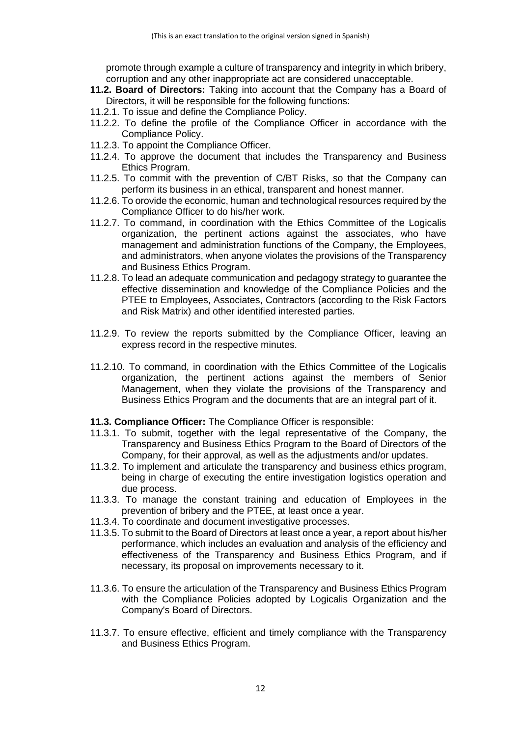promote through example a culture of transparency and integrity in which bribery, corruption and any other inappropriate act are considered unacceptable.

**11.2. Board of Directors:** Taking into account that the Company has a Board of Directors, it will be responsible for the following functions:

11.2.1. To issue and define the Compliance Policy.

11.2.2. To define the profile of the Compliance Officer in accordance with the Compliance Policy.

11.2.3. To appoint the Compliance Officer.

11.2.4. To approve the document that includes the Transparency and Business Ethics Program.

11.2.5. To commit with the prevention of C/BT Risks, so that the Company can perform its business in an ethical, transparent and honest manner.

11.2.6. To orovide the economic, human and technological resources required by the Compliance Officer to do his/her work.

11.2.7. To command, in coordination with the Ethics Committee of the Logicalis organization, the pertinent actions against the associates, who have management and administration functions of the Company, the Employees, and administrators, when anyone violates the provisions of the Transparency and Business Ethics Program.

11.2.8. To lead an adequate communication and pedagogy strategy to guarantee the effective dissemination and knowledge of the Compliance Policies and the PTEE to Employees, Associates, Contractors (according to the Risk Factors and Risk Matrix) and other identified interested parties.

11.2.9. To review the reports submitted by the Compliance Officer, leaving an express record in the respective minutes.

11.2.10. To command, in coordination with the Ethics Committee of the Logicalis organization, the pertinent actions against the members of Senior Management, when they violate the provisions of the Transparency and Business Ethics Program and the documents that are an integral part of it.

**11.3. Compliance Officer:** The Compliance Officer is responsible:

11.3.1. To submit, together with the legal representative of the Company, the Transparency and Business Ethics Program to the Board of Directors of the Company, for their approval, as well as the adjustments and/or updates.

11.3.2. To implement and articulate the transparency and business ethics program, being in charge of executing the entire investigation logistics operation and due process.

11.3.3. To manage the constant training and education of Employees in the prevention of bribery and the PTEE, at least once a year.

11.3.4. To coordinate and document investigative processes.

11.3.5. To submit to the Board of Directors at least once a year, a report about his/her performance, which includes an evaluation and analysis of the efficiency and effectiveness of the Transparency and Business Ethics Program, and if necessary, its proposal on improvements necessary to it.

11.3.6. To ensure the articulation of the Transparency and Business Ethics Program with the Compliance Policies adopted by Logicalis Organization and the Company's Board of Directors.

11.3.7. To ensure effective, efficient and timely compliance with the Transparency and Business Ethics Program.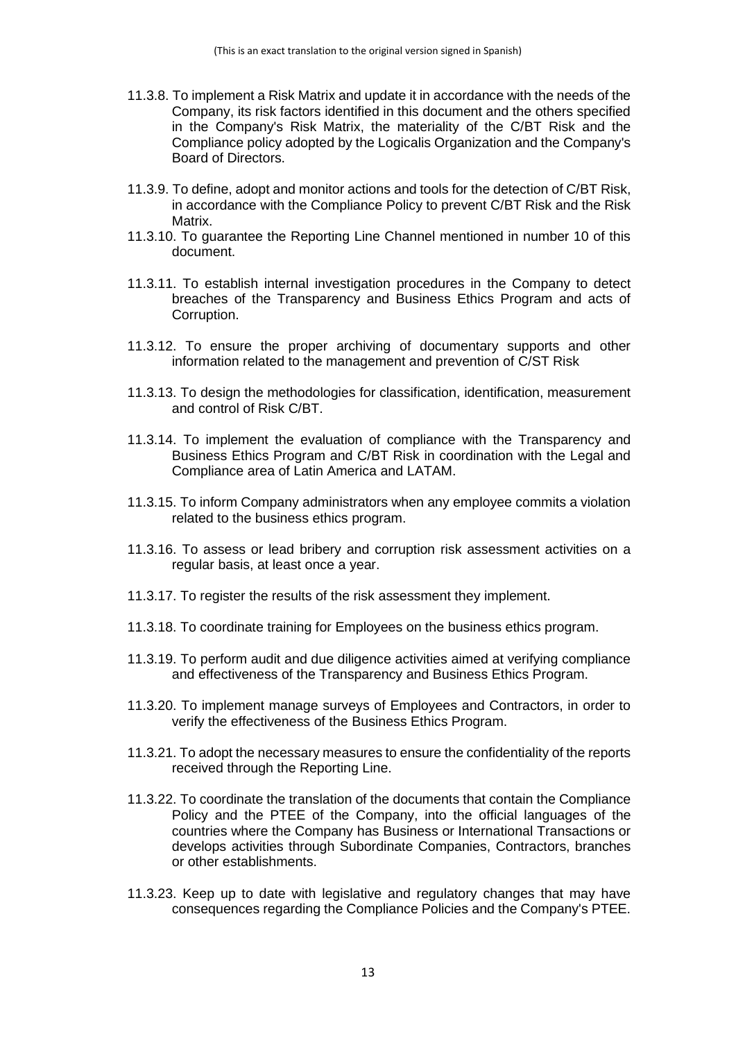11.3.8. To implement a Risk Matrix and update it in accordance with the needs of the Company, its risk factors identified in this document and the others specified in the Company's Risk Matrix, the materiality of the C/BT Risk and the Compliance policy adopted by the Logicalis Organization and the Company's Board of Directors.

11.3.9. To define, adopt and monitor actions and tools for the detection of C/BT Risk, in accordance with the Compliance Policy to prevent C/BT Risk and the Risk Matrix.

11.3.10. To guarantee the Reporting Line Channel mentioned in number 10 of this document.

11.3.11. To establish internal investigation procedures in the Company to detect breaches of the Transparency and Business Ethics Program and acts of Corruption.

11.3.12. To ensure the proper archiving of documentary supports and other information related to the management and prevention of C/ST Risk

11.3.13. To design the methodologies for classification, identification, measurement and control of Risk C/BT.

11.3.14. To implement the evaluation of compliance with the Transparency and Business Ethics Program and C/BT Risk in coordination with the Legal and Compliance area of Latin America and LATAM.

11.3.15. To inform Company administrators when any employee commits a violation related to the business ethics program.

11.3.16. To assess or lead bribery and corruption risk assessment activities on a regular basis, at least once a year.

11.3.17. To register the results of the risk assessment they implement.

11.3.18. To coordinate training for Employees on the business ethics program.

11.3.19. To perform audit and due diligence activities aimed at verifying compliance and effectiveness of the Transparency and Business Ethics Program.

11.3.20. To implement manage surveys of Employees and Contractors, in order to verify the effectiveness of the Business Ethics Program.

11.3.21. To adopt the necessary measures to ensure the confidentiality of the reports received through the Reporting Line.

11.3.22. To coordinate the translation of the documents that contain the Compliance Policy and the PTEE of the Company, into the official languages of the countries where the Company has Business or International Transactions or develops activities through Subordinate Companies, Contractors, branches or other establishments.

11.3.23. Keep up to date with legislative and regulatory changes that may have consequences regarding the Compliance Policies and the Company's PTEE.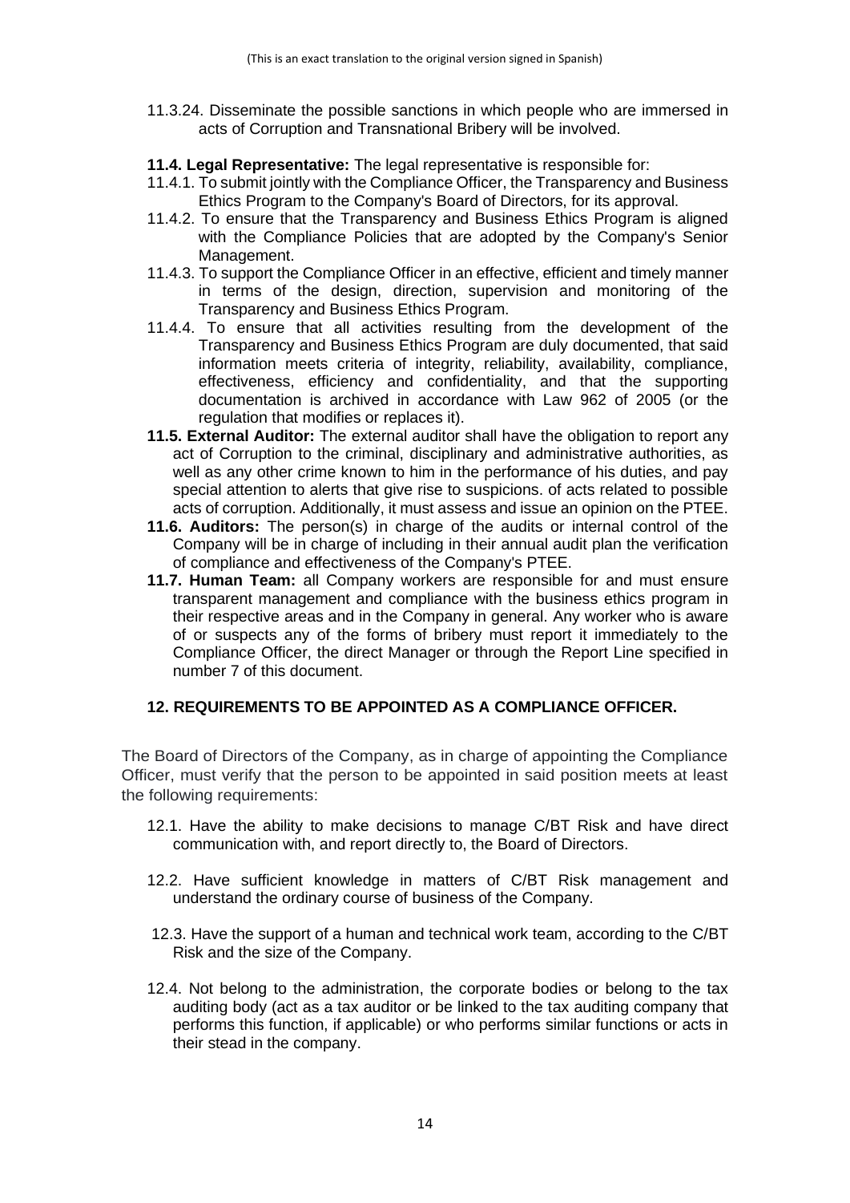11.3.24. Disseminate the possible sanctions in which people who are immersed in acts of Corruption and Transnational Bribery will be involved.

**11.4. Legal Representative:** The legal representative is responsible for:

11.4.1. To submit jointly with the Compliance Officer, the Transparency and Business Ethics Program to the Company's Board of Directors, for its approval.

11.4.2. To ensure that the Transparency and Business Ethics Program is aligned with the Compliance Policies that are adopted by the Company's Senior Management.

11.4.3. To support the Compliance Officer in an effective, efficient and timely manner in terms of the design, direction, supervision and monitoring of the Transparency and Business Ethics Program.

11.4.4. To ensure that all activities resulting from the development of the Transparency and Business Ethics Program are duly documented, that said information meets criteria of integrity, reliability, availability, compliance, effectiveness, efficiency and confidentiality, and that the supporting documentation is archived in accordance with Law 962 of 2005 (or the regulation that modifies or replaces it).

**11.5. External Auditor:** The external auditor shall have the obligation to report any act of Corruption to the criminal, disciplinary and administrative authorities, as well as any other crime known to him in the performance of his duties, and pay special attention to alerts that give rise to suspicions. of acts related to possible acts of corruption. Additionally, it must assess and issue an opinion on the PTEE.

**11.6. Auditors:** The person(s) in charge of the audits or internal control of the Company will be in charge of including in their annual audit plan the verification of compliance and effectiveness of the Company's PTEE.

**11.7. Human Team:** all Company workers are responsible for and must ensure transparent management and compliance with the business ethics program in their respective areas and in the Company in general. Any worker who is aware of or suspects any of the forms of bribery must report it immediately to the Compliance Officer, the direct Manager or through the Report Line specified in number 7 of this document.

## 12. REQUIREMENTS TO BE APPOINTED AS A COMPLIANCE OFFICER.

The Board of Directors of the Company, as in charge of appointing the Compliance Officer, must verify that the person to be appointed in said position meets at least the following requirements:

12.1. Have the ability to make decisions to manage C/BT Risk and have direct communication with, and report directly to, the Board of Directors.

12.2. Have sufficient knowledge in matters of C/BT Risk management and understand the ordinary course of business of the Company.

12.3. Have the support of a human and technical work team, according to the C/BT Risk and the size of the Company.

12.4. Not belong to the administration, the corporate bodies or belong to the tax auditing body (act as a tax auditor or be linked to the tax auditing company that performs this function, if applicable) or who performs similar functions or acts in their stead in the company.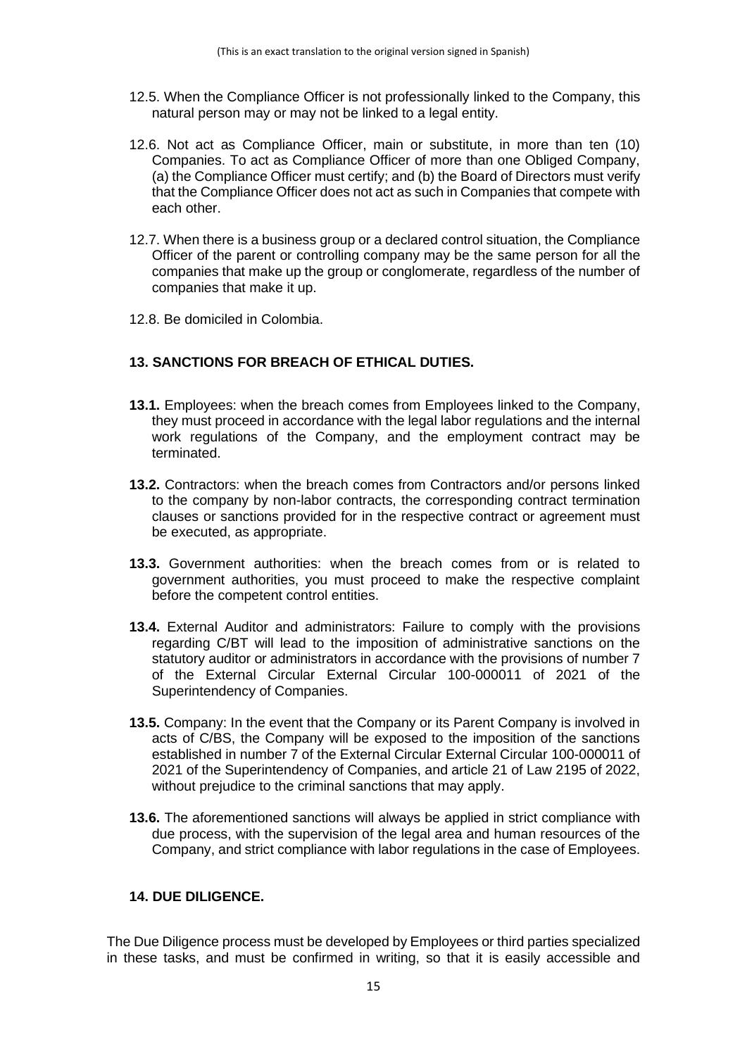12.5. When the Compliance Officer is not professionally linked to the Company, this natural person may or may not be linked to a legal entity.

12.6. Not act as Compliance Officer, main or substitute, in more than ten (10) Companies. To act as Compliance Officer of more than one Obliged Company, (a) the Compliance Officer must certify; and (b) the Board of Directors must verify that the Compliance Officer does not act as such in Companies that compete with each other.

12.7. When there is a business group or a declared control situation, the Compliance Officer of the parent or controlling company may be the same person for all the companies that make up the group or conglomerate, regardless of the number of companies that make it up.

12.8. Be domiciled in Colombia.

## 13. SANCTIONS FOR BREACH OF ETHICAL DUTIES.

**13.1.** Employees: when the breach comes from Employees linked to the Company, they must proceed in accordance with the legal labor regulations and the internal work regulations of the Company, and the employment contract may be terminated.

**13.2.** Contractors: when the breach comes from Contractors and/or persons linked to the company by non-labor contracts, the corresponding contract termination clauses or sanctions provided for in the respective contract or agreement must be executed, as appropriate.

**13.3.** Government authorities: when the breach comes from or is related to government authorities, you must proceed to make the respective complaint before the competent control entities.

**13.4.** External Auditor and administrators: Failure to comply with the provisions regarding C/BT will lead to the imposition of administrative sanctions on the statutory auditor or administrators in accordance with the provisions of number 7 of the External Circular External Circular 100-000011 of 2021 of the Superintendency of Companies.

**13.5.** Company: In the event that the Company or its Parent Company is involved in acts of C/BS, the Company will be exposed to the imposition of the sanctions established in number 7 of the External Circular External Circular 100-000011 of 2021 of the Superintendency of Companies, and article 21 of Law 2195 of 2022, without prejudice to the criminal sanctions that may apply.

**13.6.** The aforementioned sanctions will always be applied in strict compliance with due process, with the supervision of the legal area and human resources of the Company, and strict compliance with labor regulations in the case of Employees.

## 14. DUE DILIGENCE.

The Due Diligence process must be developed by Employees or third parties specialized in these tasks, and must be confirmed in writing, so that it is easily accessible and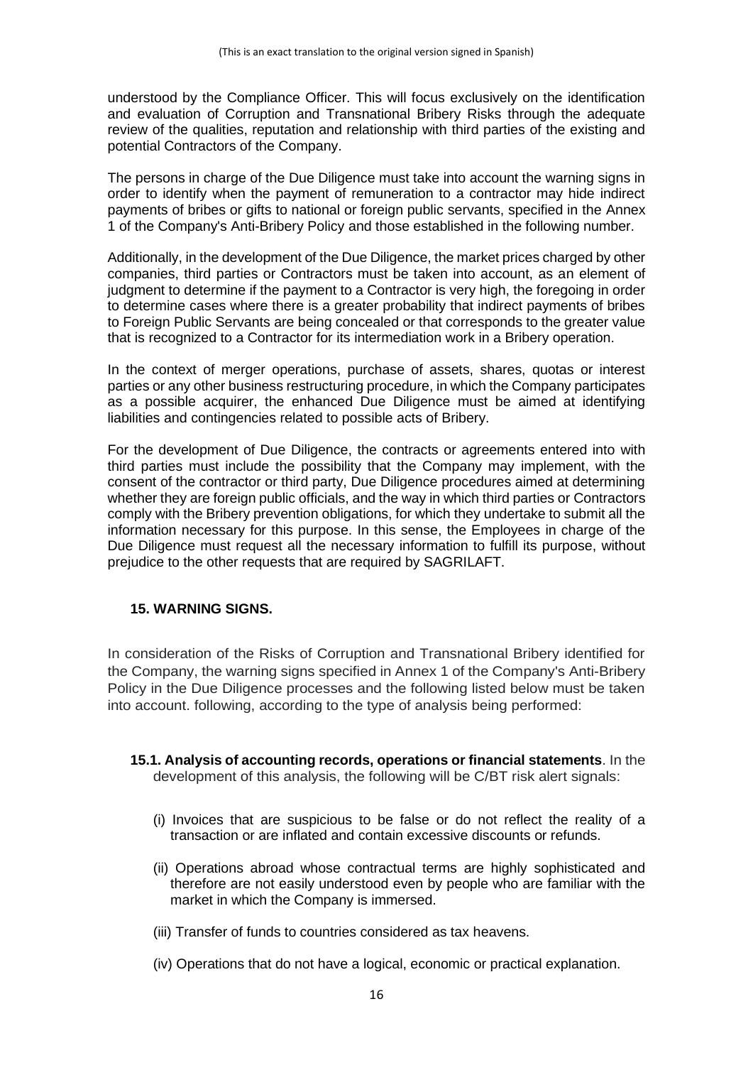understood by the Compliance Officer. This will focus exclusively on the identification and evaluation of Corruption and Transnational Bribery Risks through the adequate review of the qualities, reputation and relationship with third parties of the existing and potential Contractors of the Company.

The persons in charge of the Due Diligence must take into account the warning signs in order to identify when the payment of remuneration to a contractor may hide indirect payments of bribes or gifts to national or foreign public servants, specified in the Annex 1 of the Company's Anti-Bribery Policy and those established in the following number.

Additionally, in the development of the Due Diligence, the market prices charged by other companies, third parties or Contractors must be taken into account, as an element of judgment to determine if the payment to a Contractor is very high, the foregoing in order to determine cases where there is a greater probability that indirect payments of bribes to Foreign Public Servants are being concealed or that corresponds to the greater value that is recognized to a Contractor for its intermediation work in a Bribery operation.

In the context of merger operations, purchase of assets, shares, quotas or interest parties or any other business restructuring procedure, in which the Company participates as a possible acquirer, the enhanced Due Diligence must be aimed at identifying liabilities and contingencies related to possible acts of Bribery.

For the development of Due Diligence, the contracts or agreements entered into with third parties must include the possibility that the Company may implement, with the consent of the contractor or third party, Due Diligence procedures aimed at determining whether they are foreign public officials, and the way in which third parties or Contractors comply with the Bribery prevention obligations, for which they undertake to submit all the information necessary for this purpose. In this sense, the Employees in charge of the Due Diligence must request all the necessary information to fulfill its purpose, without prejudice to the other requests that are required by SAGRILAFT.

## 15. WARNING SIGNS.

In consideration of the Risks of Corruption and Transnational Bribery identified for the Company, the warning signs specified in Annex 1 of the Company's Anti-Bribery Policy in the Due Diligence processes and the following listed below must be taken into account. following, according to the type of analysis being performed:

**15.1. Analysis of accounting records, operations or financial statements**. In the development of this analysis, the following will be C/BT risk alert signals:

(i) Invoices that are suspicious to be false or do not reflect the reality of a transaction or are inflated and contain excessive discounts or refunds.

(ii) Operations abroad whose contractual terms are highly sophisticated and therefore are not easily understood even by people who are familiar with the market in which the Company is immersed.

(iii) Transfer of funds to countries considered as tax heavens.

(iv) Operations that do not have a logical, economic or practical explanation.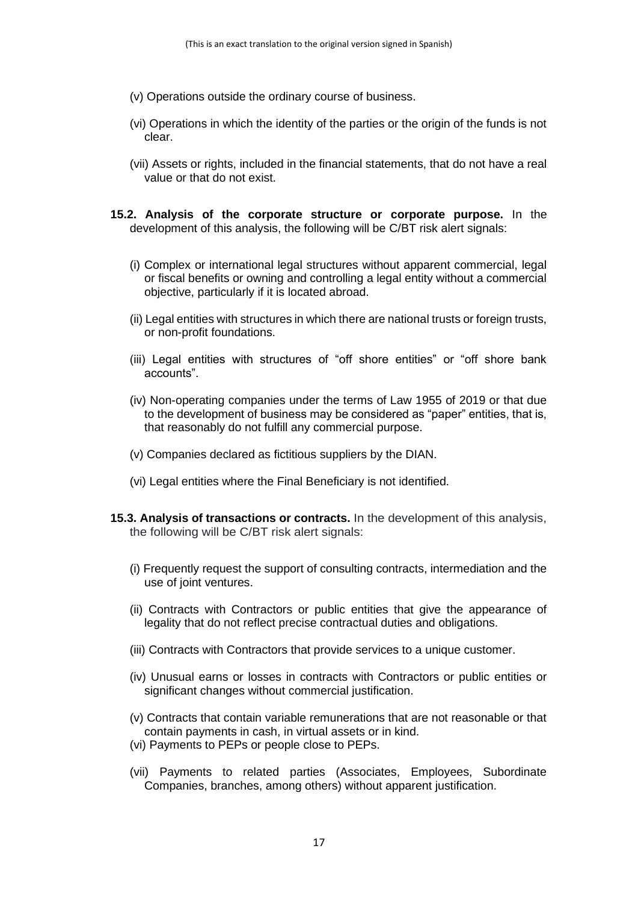(v) Operations outside the ordinary course of business.

(vi) Operations in which the identity of the parties or the origin of the funds is not clear.

(vii) Assets or rights, included in the financial statements, that do not have a real value or that do not exist.

**15.2. Analysis of the corporate structure or corporate purpose.** In the development of this analysis, the following will be C/BT risk alert signals:

(i) Complex or international legal structures without apparent commercial, legal or fiscal benefits or owning and controlling a legal entity without a commercial objective, particularly if it is located abroad.

(ii) Legal entities with structures in which there are national trusts or foreign trusts, or non-profit foundations.

(iii) Legal entities with structures of "off shore entities" or "off shore bank accounts".

(iv) Non-operating companies under the terms of Law 1955 of 2019 or that due to the development of business may be considered as "paper" entities, that is, that reasonably do not fulfill any commercial purpose.

(v) Companies declared as fictitious suppliers by the DIAN.

(vi) Legal entities where the Final Beneficiary is not identified.

**15.3. Analysis of transactions or contracts.** In the development of this analysis, the following will be C/BT risk alert signals:

(i) Frequently request the support of consulting contracts, intermediation and the use of joint ventures.

(ii) Contracts with Contractors or public entities that give the appearance of legality that do not reflect precise contractual duties and obligations.

(iii) Contracts with Contractors that provide services to a unique customer.

(iv) Unusual earns or losses in contracts with Contractors or public entities or significant changes without commercial justification.

(v) Contracts that contain variable remunerations that are not reasonable or that contain payments in cash, in virtual assets or in kind.

(vi) Payments to PEPs or people close to PEPs.

(vii) Payments to related parties (Associates, Employees, Subordinate Companies, branches, among others) without apparent justification.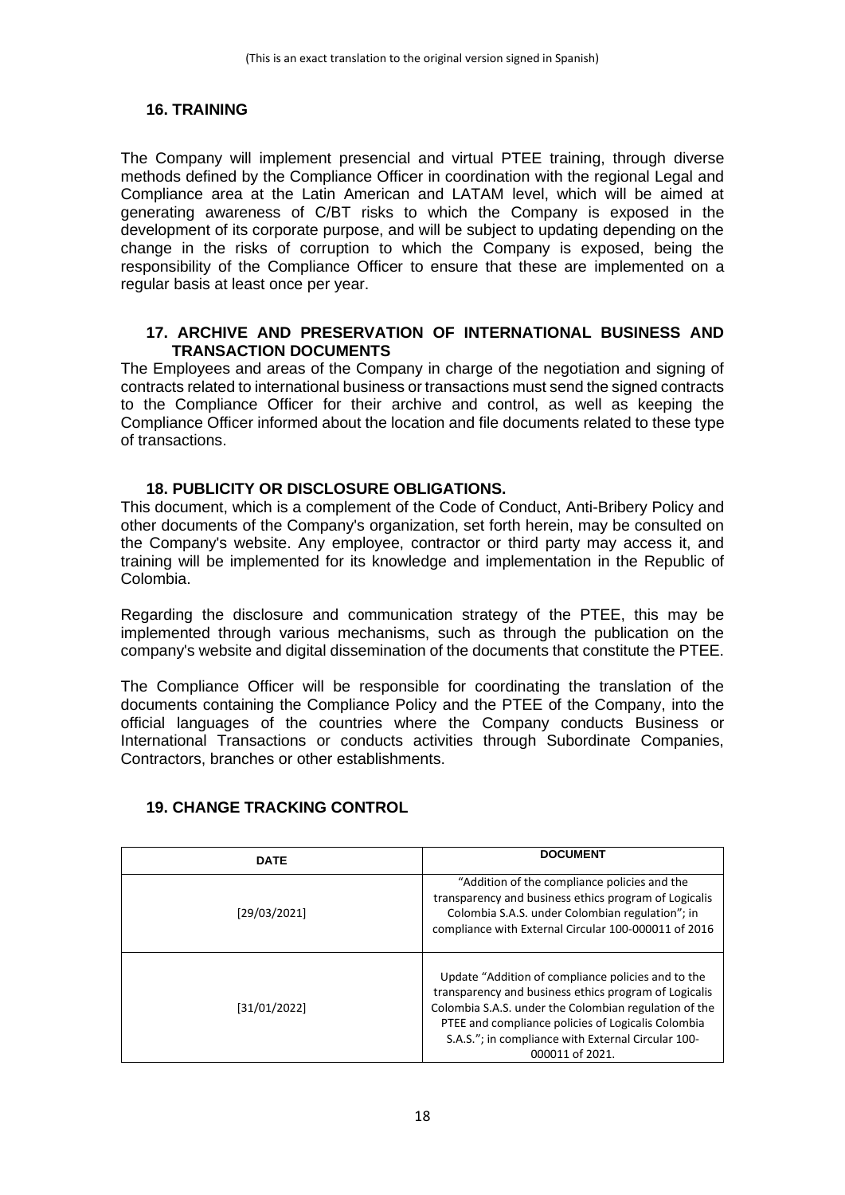(This is an exact translation to the original version signed in Spanish)

## 16. TRAINING

The Company will implement presencial and virtual PTEE training, through diverse methods defined by the Compliance Officer in coordination with the regional Legal and Compliance area at the Latin American and LATAM level, which will be aimed at generating awareness of C/BT risks to which the Company is exposed in the development of its corporate purpose, and will be subject to updating depending on the change in the risks of corruption to which the Company is exposed, being the responsibility of the Compliance Officer to ensure that these are implemented on a regular basis at least once per year.

## 17. ARCHIVE AND PRESERVATION OF INTERNATIONAL BUSINESS AND TRANSACTION DOCUMENTS

The Employees and areas of the Company in charge of the negotiation and signing of contracts related to international business or transactions must send the signed contracts to the Compliance Officer for their archive and control, as well as keeping the Compliance Officer informed about the location and file documents related to these type of transactions.

## 18. PUBLICITY OR DISCLOSURE OBLIGATIONS.

This document, which is a complement of the Code of Conduct, Anti-Bribery Policy and other documents of the Company's organization, set forth herein, may be consulted on the Company's website. Any employee, contractor or third party may access it, and training will be implemented for its knowledge and implementation in the Republic of Colombia.

Regarding the disclosure and communication strategy of the PTEE, this may be implemented through various mechanisms, such as through the publication on the company's website and digital dissemination of the documents that constitute the PTEE.

The Compliance Officer will be responsible for coordinating the translation of the documents containing the Compliance Policy and the PTEE of the Company, into the official languages of the countries where the Company conducts Business or International Transactions or conducts activities through Subordinate Companies, Contractors, branches or other establishments.

## 19. CHANGE TRACKING CONTROL

| DATE | DOCUMENT |
| --- | --- |
| [29/03/2021] | "Addition of the compliance policies and the transparency and business ethics program of Logicalis Colombia S.A.S. under Colombian regulation"; in compliance with External Circular 100-000011 of 2016 |
| [31/01/2022] | Update "Addition of compliance policies and to the transparency and business ethics program of Logicalis Colombia S.A.S. under the Colombian regulation of the PTEE and compliance policies of Logicalis Colombia S.A.S."; in compliance with External Circular 100-000011 of 2021. |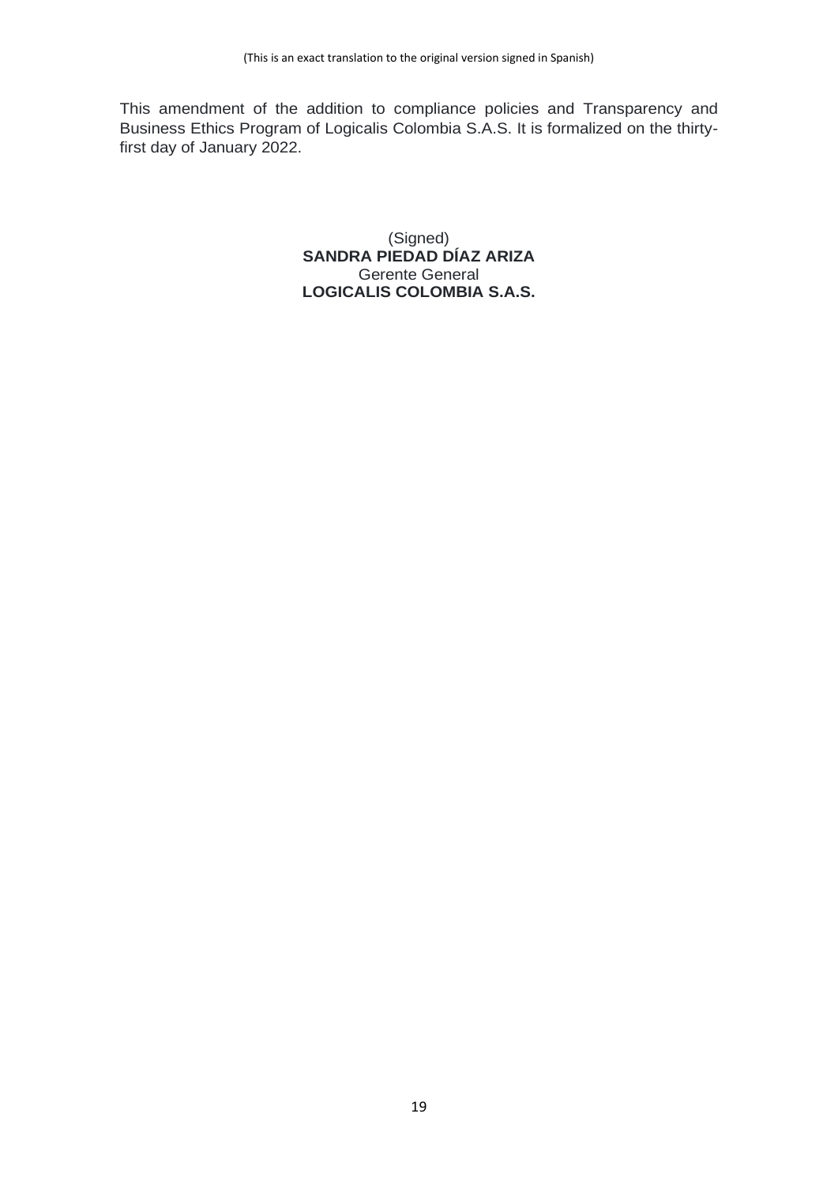(This is an exact translation to the original version signed in Spanish)

This amendment of the addition to compliance policies and Transparency and Business Ethics Program of Logicalis Colombia S.A.S. It is formalized on the thirty-first day of January 2022.

(Signed)
**SANDRA PIEDAD DÍAZ ARIZA**
Gerente General
**LOGICALIS COLOMBIA S.A.S.**